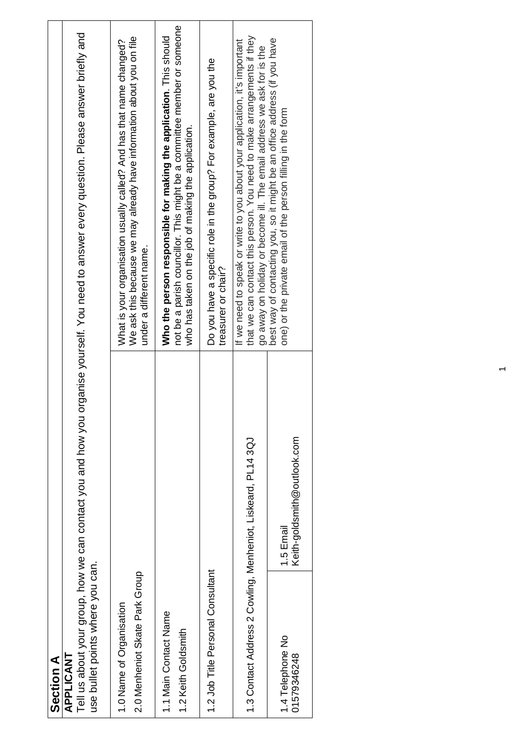## Section A

**APPLICANT**

Tell us about your group, how we can contact you and how you organise yourself. You need to answer every question. Please answer briefly and use bullet points where you can.

| | |
|---|---|
| 1.0 Name of Organisation<br>2.0 Menheniot Skate Park Group | What is your organisation usually called? And has that name changed? We ask this because we may already have information about you on file under a different name. |
| 1.1 Main Contact Name<br>1.2 Keith Goldsmith | **Who the person responsible for making the application**. This should not be a parish councillor. This might be a committee member or someone who has taken on the job of making the application. |
| 1.2 Job Title Personal Consultant | Do you have a specific role in the group? For example, are you the treasurer or chair? |
| 1.3 Contact Address 2 Cowling, Menheniot, Liskeard, PL14 3QJ | If we need to speak or write to you about your application, it's important that we can contact this person. You need to make arrangements if they go away on holiday or become ill. The email address we ask for is the best way of contacting you, so it might be an office address (if you have one) or the private email of the person filling in the form |
| 1.4 Telephone No<br>01579346248 / 1.5 Email<br>Keith-goldsmith@outlook.com | |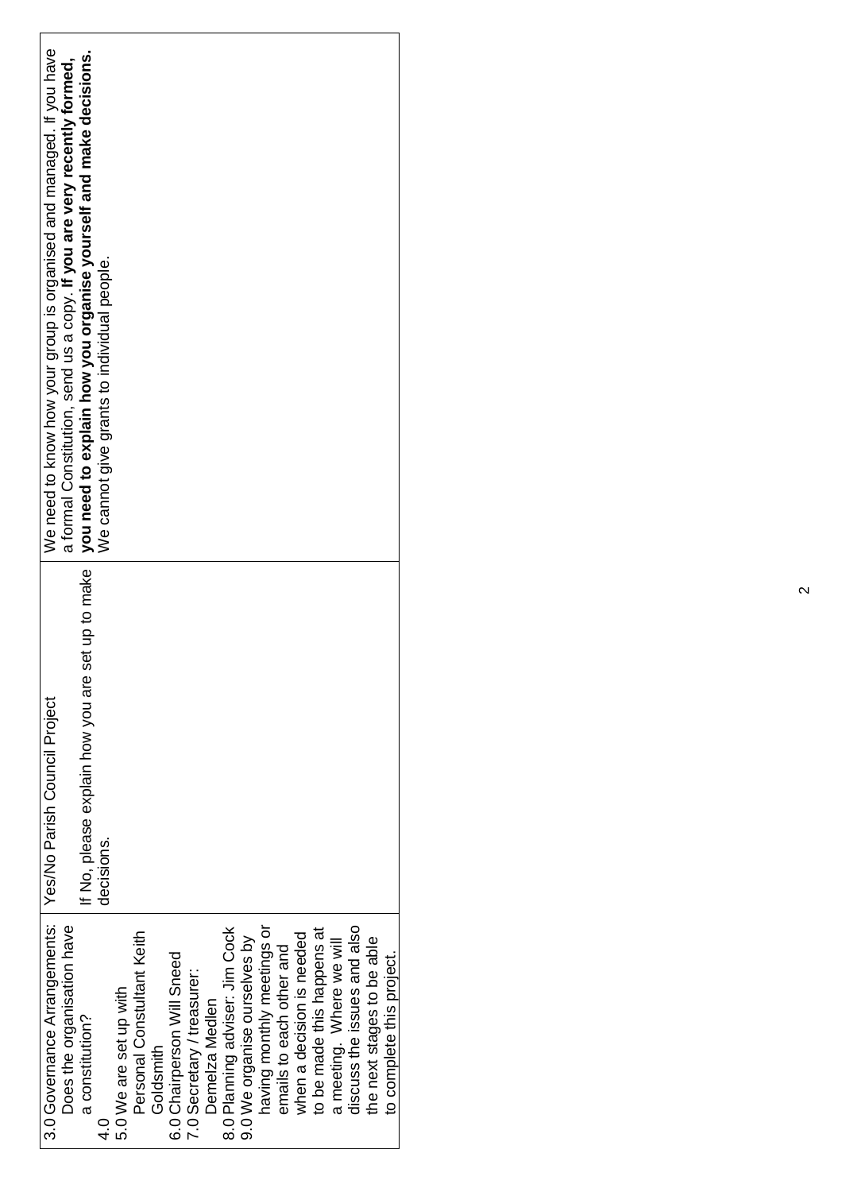| 3.0 Governance Arrangements: Does the organisation have a constitution?<br>4.0<br>5.0 We are set up with Personal Constultant Keith Goldsmith<br>6.0 Chairperson Will Sneed<br>7.0 Secretary / treasurer: Demelza Medlen<br>8.0 Planning adviser: Jim Cock<br>9.0 We organise ourselves by having monthly meetings or emails to each other and when a decision is needed to be made this happens at a meeting. Where we will discuss the issues and also the next stages to be able to complete this project. | Yes/No Parish Council Project<br><br>If No, please explain how you are set up to make decisions. | We need to know how your group is organised and managed. If you have a formal Constitution, send us a copy. **If you are very recently formed, you need to explain how you organise yourself and make decisions.**<br>We cannot give grants to individual people. |
|---|---|---|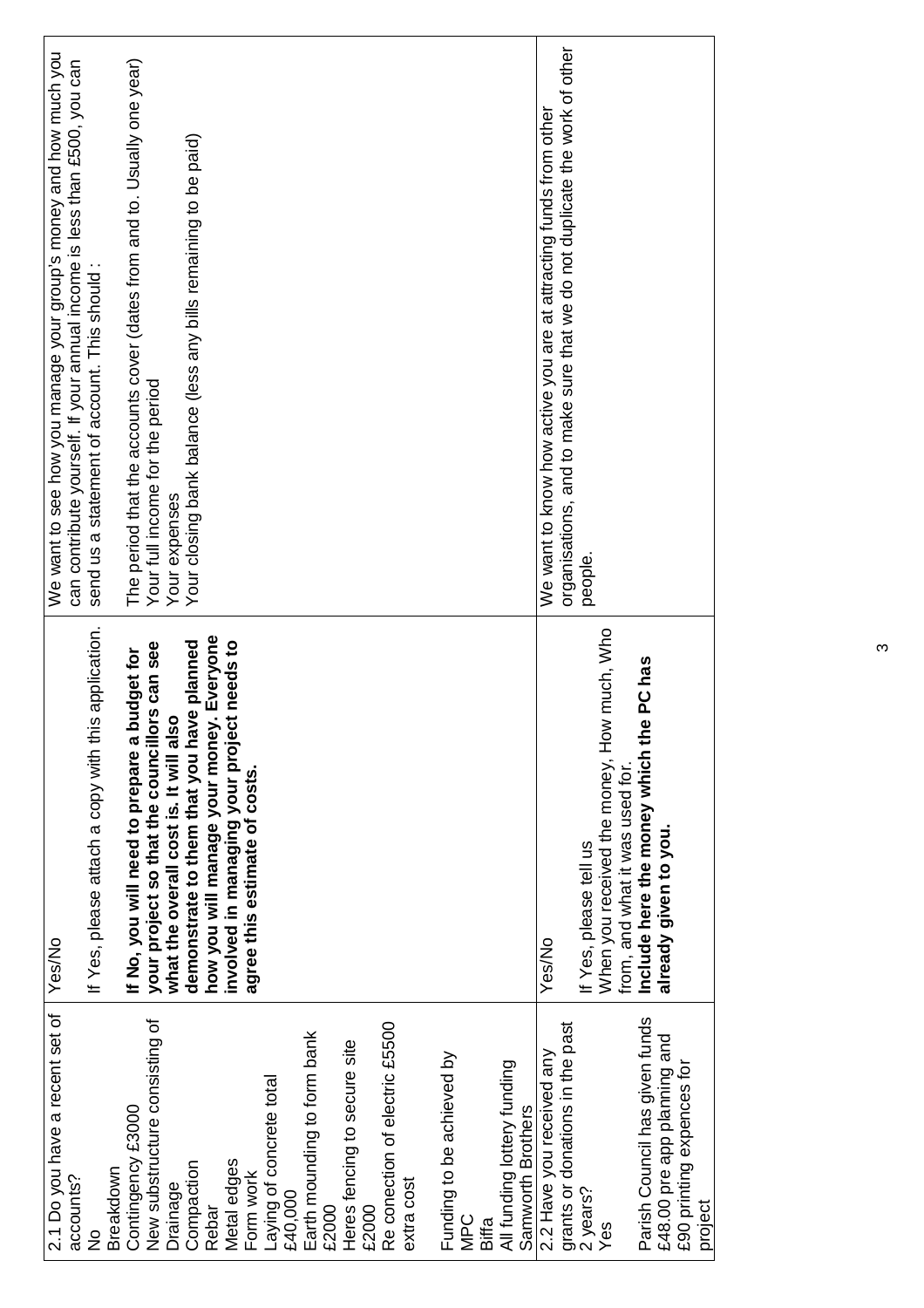| | | |
|---|---|---|
| 2.1 Do you have a recent set of accounts?<br>No<br>Breakdown<br>Contingency £3000<br>New substructure consisting of<br>Drainage<br>Compaction<br>Rebar<br>Metal edges<br>Form work<br>Laying of concrete total<br>£40,000<br>Earth mounding to form bank<br>£2000<br>Heres fencing to secure site<br>£2000<br>Re conection of electric £5500<br>extra cost<br><br>Funding to be achieved by<br>MPC<br>Biffa<br>All funding lottery funding<br>Samworth Brothers | Yes/No<br><br>If Yes, please attach a copy with this application.<br><br>**If No, you will need to prepare a budget for your project so that the councillors can see what the overall cost is. It will also demonstrate to them that you have planned how you will manage your money. Everyone involved in managing your project needs to agree this estimate of costs.** | We want to see how you manage your group's money and how much you can contribute yourself. If your annual income is less than £500, you can send us a statement of account. This should :<br><br>The period that the accounts cover (dates from and to. Usually one year)<br>Your full income for the period<br>Your expenses<br>Your closing bank balance (less any bills remaining to be paid) |
| 2.2 Have you received any grants or donations in the past 2 years?<br>Yes<br><br>Parish Council has given funds £48.00 pre app planning and £90 printing expences for project | Yes/No<br><br>If Yes, please tell us<br>When you received the money, How much, Who from, and what it was used for.<br>**Include here the money which the PC has already given to you.** | We want to know how active you are at attracting funds from other organisations, and to make sure that we do not duplicate the work of other people. |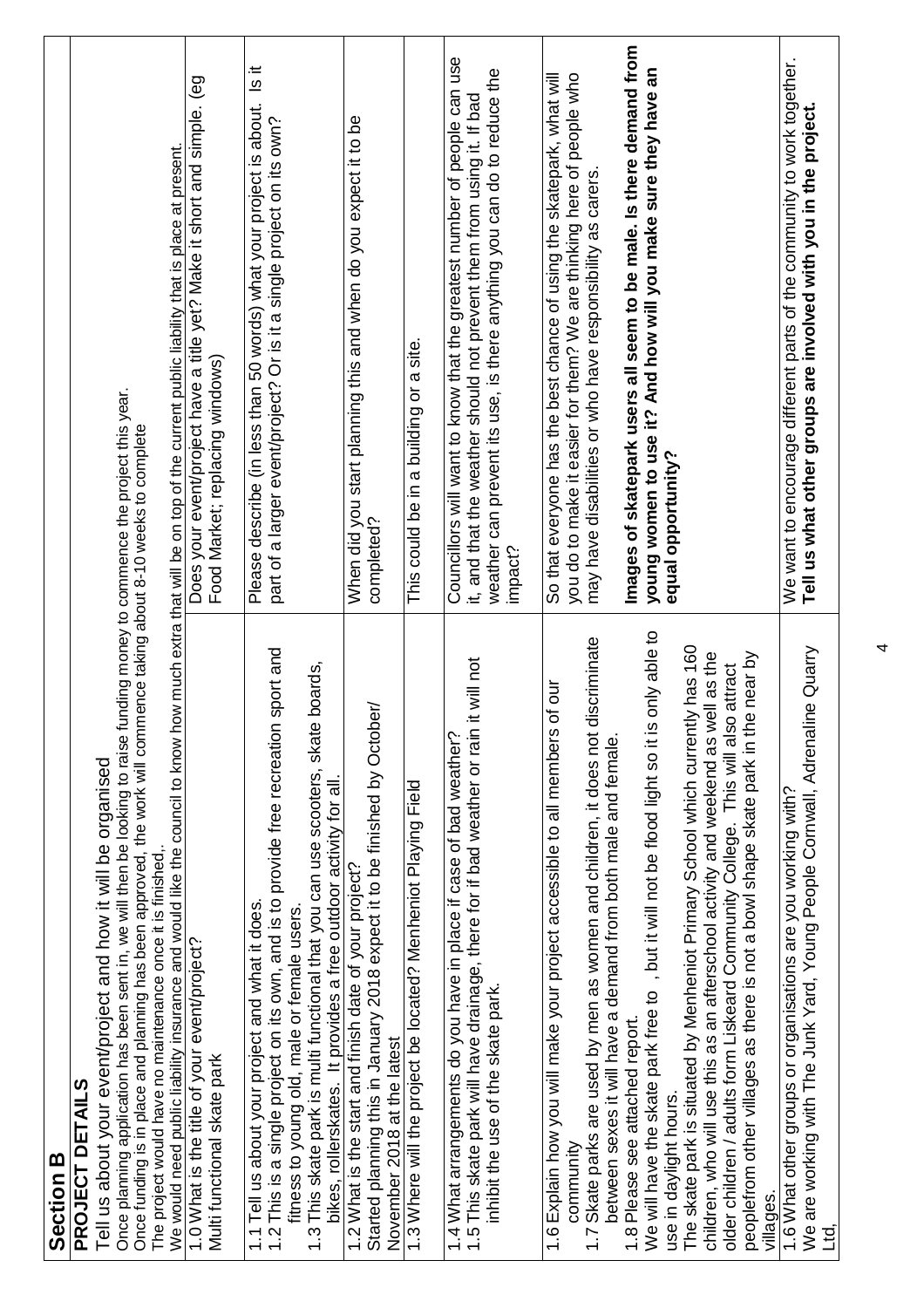## Section B

### PROJECT DETAILS

Tell us about your event/project and how it will be organised

Once planning application has been sent in, we will then be looking to raise funding money to commence the project this year.
Once funding is in place and planning has been approved, the work will commence taking about 8-10 weeks to complete
The project would have no maintenance once it is finished.
We would need public liability insurance and would like the council to know how much extra that will be on top of the current public liability that is place at present.

| Response | Question |
|---|---|
| 1.0 What is the title of your event/project?<br>Multi functional skate park | Does your event/project have a title yet? Make it short and simple. (eg Food Market; replacing windows) |
| 1.1 Tell us about your project and what it does.<br>1.2 This is a single project on its own, and is to provide free recreation sport and fitness to young old, male or female users.<br>1.3 This skate park is multi functional that you can use scooters, skate boards, bikes, rollerskates. It provides a free outdoor activity for all. | Please describe (in less than 50 words) what your project is about. Is it part of a larger event/project? Or is it a single project on its own? |
| 1.2 What is the start and finish date of your project?<br>Started planning this in January 2018 expect it to be finished by October/ November 2018 at the latest | When did you start planning this and when do you expect it to be completed? |
| 1.3 Where will the project be located? Menheniot Playing Field | This could be in a building or a site. |
| 1.4 What arrangements do you have in place if case of bad weather?<br>1.5 This skate park will have drainage, there for if bad weather or rain it will not inhibit the use of the skate park. | Councillors will want to know that the greatest number of people can use it, and that the weather should not prevent them from using it. If bad weather can prevent its use, is there anything you can do to reduce the impact? |
| 1.6 Explain how you will make your project accessible to all members of our community<br>1.7 Skate parks are used by men as women and children, it does not discriminate between sexes it will have a demand from both male and female.<br>1.8 Please see attached report.<br>We will have the skate park free to , but it will not be flood light so it is only able to use in daylight hours.<br>The skate park is situated by Menheniot Primary School which currently has 160 children, who will use this as an afterschool activity and weekend as well as the older children / adults form Liskeard Community College. This will also attract peoplefrom other villages as there is not a bowl shape skate park in the near by villages. | So that everyone has the best chance of using the skatepark, what will you do to make it easier for them? We are thinking here of people who may have disabilities or who have responsibility as carers.<br><br>**Images of skatepark users all seem to be male. Is there demand from young women to use it? And how will you make sure they have an equal opportunity?** |
| 1.6 What other groups or organisations are you working with?<br>We are working with The Junk Yard, Young People Cornwall, Adrenaline Quarry Ltd, | We want to encourage different parts of the community to work together. **Tell us what other groups are involved with you in the project.** |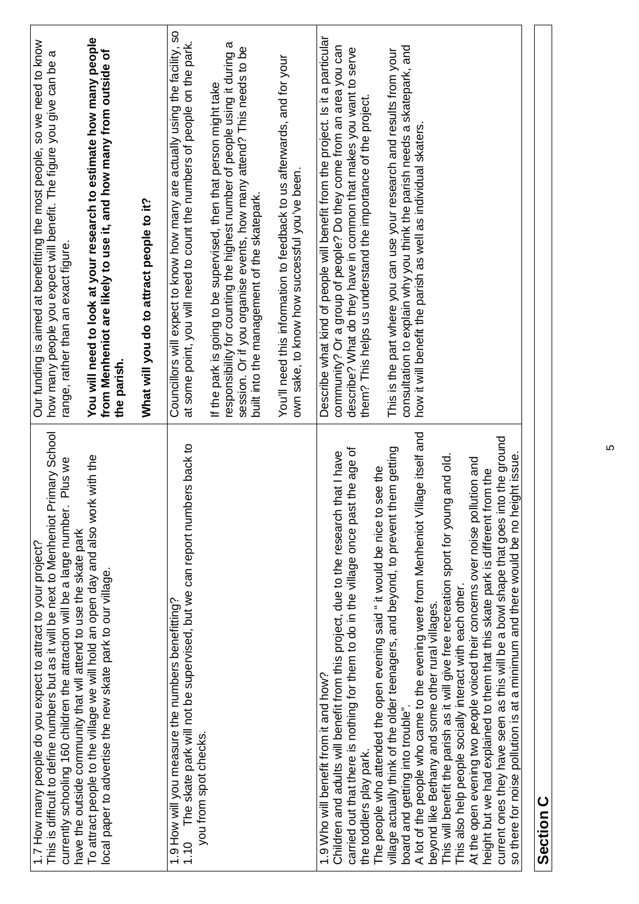| | |
|---|---|
| 1.7 How many people do you expect to attract to your project?<br>This is difficult to define numbers but as it will be next to Menheniot Primary School currently schooling 160 children the attraction will be a large number. Plus we have the outside community that wil attend to use the skate park<br>To attract people to the village we will hold an open day and also work with the local paper to advertise the new skate park to our village. | Our funding is aimed at benefitting the most people, so we need to know how many people you expect will benefit. The figure you give can be a range, rather than an exact figure.<br>**You will need to look at your research to estimate how many people from Menheniot are likely to use it, and how many from outside of the parish.**<br>**What will you do to attract people to it?** |
| 1.9 How will you measure the numbers benefitting?<br>1.10 The skate park will not be supervised, but we can report numbers back to you from spot checks. | Councillors will expect to know how many are actually using the facility, so at some point, you will need to count the numbers of people on the park.<br>If the park is going to be supervised, then that person might take responsibility for counting the highest number of people using it during a session. Or if you organise events, how many attend? This needs to be built into the management of the skatepark.<br>You'll need this information to feedback to us afterwards, and for your own sake, to know how successful you've been. |
| 1.9 Who will benefit from it and how?<br>Children and adults will benefit from this project, due to the research that I have carried out that there is nothing for them to do in the village once past the age of the toddlers play park.<br>The people who attended the open evening said " it would be nice to see the village actually think of the older teenagers, and beyond, to prevent them getting board and getting into trouble".<br>A lot of the people who came to the evening were from Menheniot Village itself and beyond like Bethany and some other rural villages.<br>This will benefit the parish as it will give free recreation sport for young and old. This also help people socially interact with each other.<br>At the open evening two people voiced their concerns over noise pollution and height but we had explained to them that this skate park is different from the current ones they have seen as this will be a bowl shape that goes into the ground so there for noise pollution is at a minimum and there would be no height issue. | Describe what kind of people will benefit from the project. Is it a particular community? Or a group of people? Do they come from an area you can describe? What do they have in common that makes you want to serve them? This helps us understand the importance of the project.<br>This is the part where you can use your research and results from your consultation to explain why you think the parish needs a skatepark, and how it will benefit the parish as well as individual skaters. |

## Section C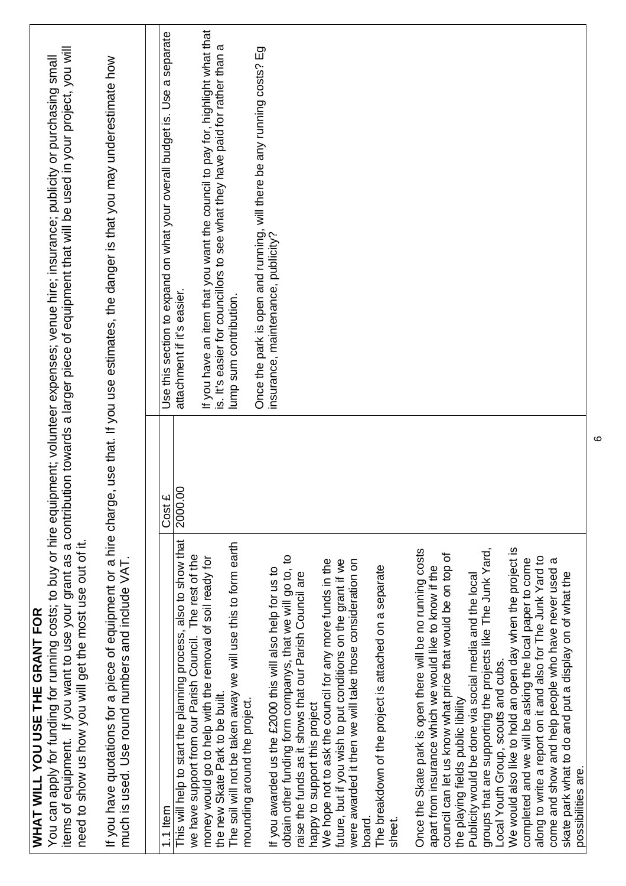## WHAT WILL YOU USE THE GRANT FOR

You can apply for funding for running costs; to buy or hire equipment; volunteer expenses; venue hire; insurance; publicity or purchasing small items of equipment. If you want to use your grant as a contribution towards a larger piece of equipment that will be used in your project, you will need to show us how you will get the most use out of it.

If you have quotations for a piece of equipment or a hire charge, use that. If you use estimates, the danger is that you may underestimate how much is used. Use round numbers and include VAT.

| 1.1 Item | Cost £ | | Use this section to expand on what your overall budget is. Use a separate attachment if it's easier.<br><br>If you have an item that you want the council to pay for, highlight what that is. It's easier for councillors to see what they have paid for rather than a lump sum contribution.<br><br>Once the park is open and running, will there be any running costs? Eg insurance, maintenance, publicity? |
|---|---|---|---|
| This will help to start the planning process, also to show that we have support from our Parish Council. The rest of the money would go to help with the removal of soil ready for the new Skate Park to be built.<br>The soil will not be taken away we will use this to form earth mounding around the project.<br><br>If you awarded us the £2000 this will also help for us to obtain other funding form companys, that we will go to, to raise the funds as it shows that our Parish Council are happy to support this project<br>We hope not to ask the council for any more funds in the future, but if you wish to put conditions on the grant if we were awarded it then we will take those consideration on board.<br>The breakdown of the project is attached on a separate sheet.<br><br>Once the Skate park is open there will be no running costs apart from insurance which we would like to know if the council can let us know what price that would be on top of the playing fields public libility<br>Publicity would be done via social media and the local groups that are supporting the projects like The Junk Yard, Local Youth Group, scouts and cubs.<br>We would also like to hold an open day when the project is completed and we will be asking the local paper to come along to write a report on it and also for The Junk Yard to come and show and help people who have never used a skate park what to do and put a display on of what the possibilities are. | 2000.00 | | |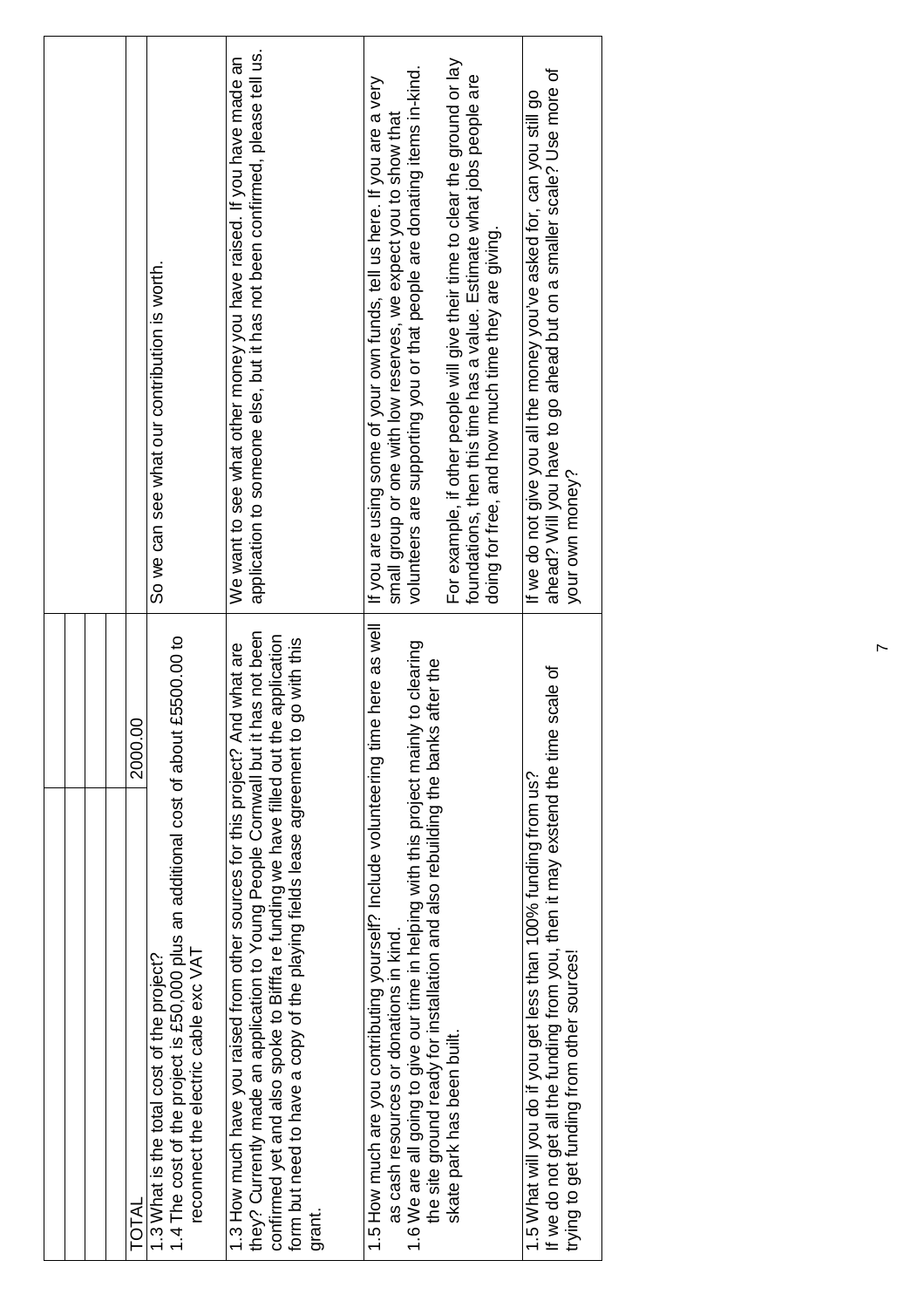| | | |
|---|---|---|
| | | |
| | | |
| | | |
| TOTAL | 2000.00 | |
| 1.3 What is the total cost of the project?<br>1.4 The cost of the project is £50,000 plus an additional cost of about £5500.00 to reconnect the electric cable exc VAT | | So we can see what our contribution is worth. |
| 1.3 How much have you raised from other sources for this project? And what are they? Currently made an application to Young People Cornwall but it has not been confirmed yet and also spoke to Biffa re funding we have filled out the application form but need to have a copy of the playing fields lease agreement to go with this grant. | | We want to see what other money you have raised. If you have made an application to someone else, but it has not been confirmed, please tell us. |
| 1.5 How much are you contributing yourself? Include volunteering time here as well as cash resources or donations in kind.<br>1.6 We are all going to give our time in helping with this project mainly to clearing the site ground ready for installation and also rebuilding the banks after the skate park has been built. | | If you are using some of your own funds, tell us here. If you are a very small group or one with low reserves, we expect you to show that volunteers are supporting you or that people are donating items in-kind.<br><br>For example, if other people will give their time to clear the ground or lay foundations, then this time has a value. Estimate what jobs people are doing for free, and how much time they are giving. |
| 1.5 What will you do if you get less than 100% funding from us?<br>If we do not get all the funding from you, then it may exstend the time scale of trying to get funding from other sources! | | If we do not give you all the money you've asked for, can you still go ahead? Will you have to go ahead but on a smaller scale? Use more of your own money? |